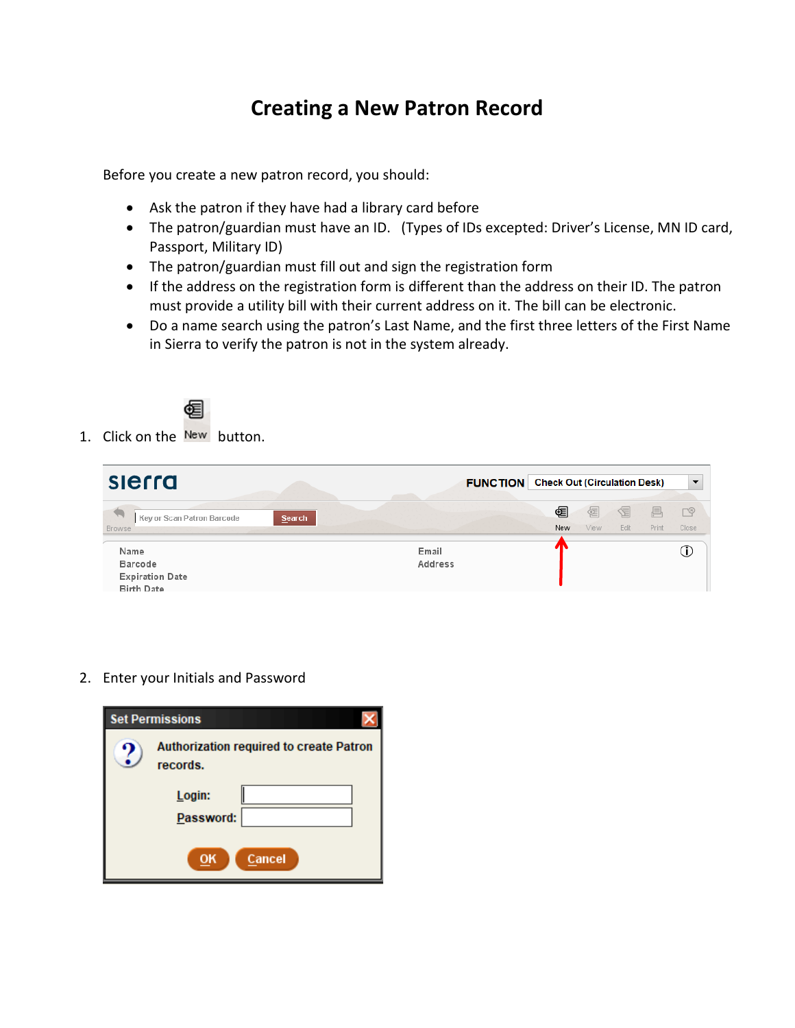# Creating a New Patron Record

Before you create a new patron record, you should:

- Ask the patron if they have had a library card before
- The patron/guardian must have an ID.   (Types of IDs excepted: Driver's License, MN ID card, Passport, Military ID)
- The patron/guardian must fill out and sign the registration form
- If the address on the registration form is different than the address on their ID. The patron must provide a utility bill with their current address on it. The bill can be electronic.
- Do a name search using the patron's Last Name, and the first three letters of the First Name in Sierra to verify the patron is not in the system already.

1. Click on the New button.

2. Enter your Initials and Password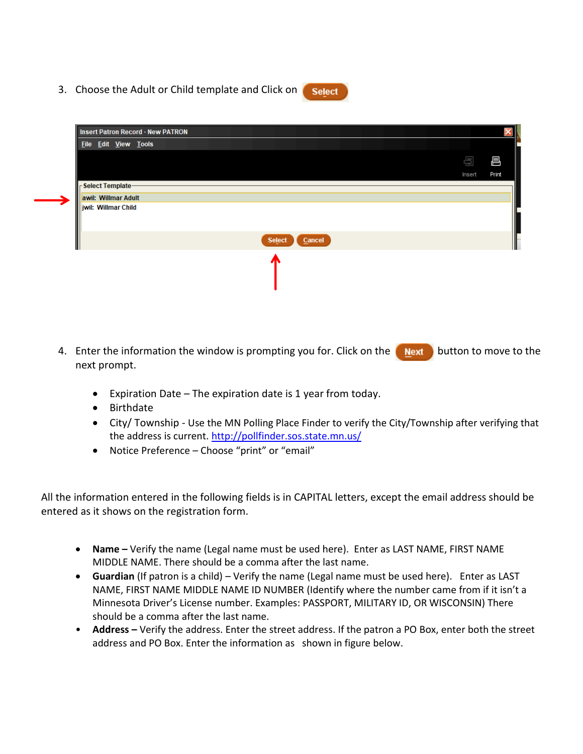3. Choose the Adult or Child template and Click on Select

4. Enter the information the window is prompting you for. Click on the Next button to move to the next prompt.

    - Expiration Date – The expiration date is 1 year from today.
    - Birthdate
    - City/ Township - Use the MN Polling Place Finder to verify the City/Township after verifying that the address is current. http://pollfinder.sos.state.mn.us/
    - Notice Preference – Choose "print" or "email"

All the information entered in the following fields is in CAPITAL letters, except the email address should be entered as it shows on the registration form.

- **Name –** Verify the name (Legal name must be used here). Enter as LAST NAME, FIRST NAME MIDDLE NAME. There should be a comma after the last name.
- **Guardian** (If patron is a child) – Verify the name (Legal name must be used here). Enter as LAST NAME, FIRST NAME MIDDLE NAME ID NUMBER (Identify where the number came from if it isn't a Minnesota Driver's License number. Examples: PASSPORT, MILITARY ID, OR WISCONSIN) There should be a comma after the last name.
- **Address –** Verify the address. Enter the street address. If the patron a PO Box, enter both the street address and PO Box. Enter the information as shown in figure below.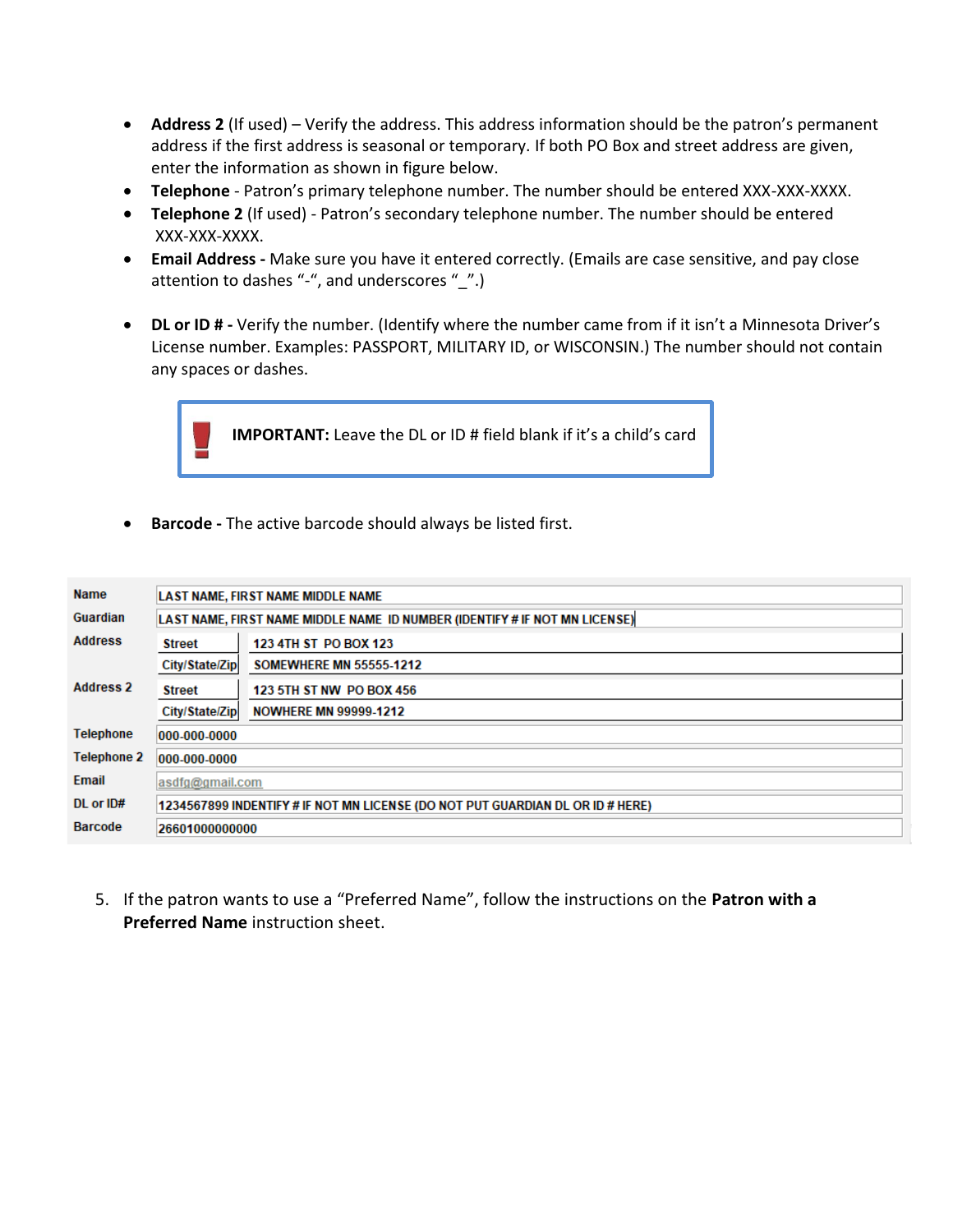- **Address 2** (If used) – Verify the address. This address information should be the patron's permanent address if the first address is seasonal or temporary. If both PO Box and street address are given, enter the information as shown in figure below.
- **Telephone** - Patron's primary telephone number. The number should be entered XXX-XXX-XXXX.
- **Telephone 2** (If used) - Patron's secondary telephone number. The number should be entered XXX-XXX-XXXX.
- **Email Address -** Make sure you have it entered correctly. (Emails are case sensitive, and pay close attention to dashes "-", and underscores "_".)

- **DL or ID # -** Verify the number. (Identify where the number came from if it isn't a Minnesota Driver's License number. Examples: PASSPORT, MILITARY ID, or WISCONSIN.) The number should not contain any spaces or dashes.

> **IMPORTANT:** Leave the DL or ID # field blank if it's a child's card

- **Barcode -** The active barcode should always be listed first.

| | | |
|---|---|---|
| Name | LAST NAME, FIRST NAME MIDDLE NAME | |
| Guardian | LAST NAME, FIRST NAME MIDDLE NAME ID NUMBER (IDENTIFY # IF NOT MN LICENSE) | |
| Address | Street | 123 4TH ST PO BOX 123 |
| | City/State/Zip | SOMEWHERE MN 55555-1212 |
| Address 2 | Street | 123 5TH ST NW PO BOX 456 |
| | City/State/Zip | NOWHERE MN 99999-1212 |
| Telephone | 000-000-0000 | |
| Telephone 2 | 000-000-0000 | |
| Email | asdfg@gmail.com | |
| DL or ID# | 1234567899 INDENTIFY # IF NOT MN LICENSE (DO NOT PUT GUARDIAN DL OR ID # HERE) | |
| Barcode | 26601000000000 | |

5. If the patron wants to use a "Preferred Name", follow the instructions on the **Patron with a Preferred Name** instruction sheet.